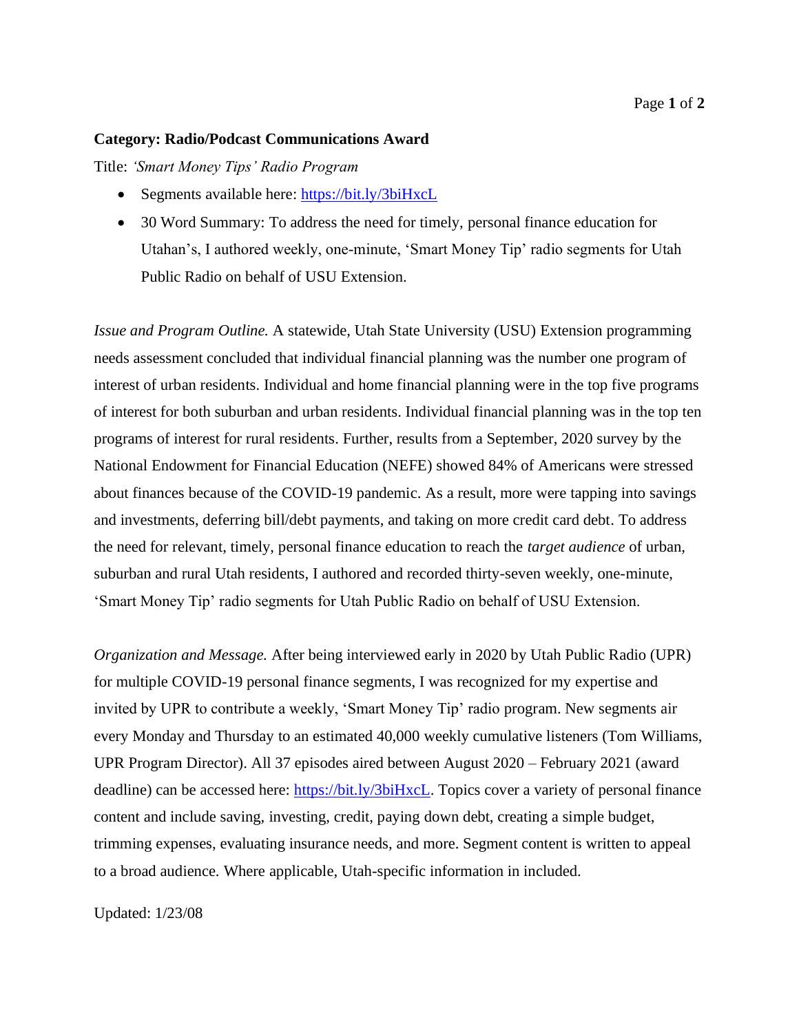**Category: Radio/Podcast Communications Award**

Title: *'Smart Money Tips' Radio Program*

- Segments available here: https://bit.ly/3biHxcL
- 30 Word Summary: To address the need for timely, personal finance education for Utahan's, I authored weekly, one-minute, 'Smart Money Tip' radio segments for Utah Public Radio on behalf of USU Extension.

*Issue and Program Outline.* A statewide, Utah State University (USU) Extension programming needs assessment concluded that individual financial planning was the number one program of interest of urban residents. Individual and home financial planning were in the top five programs of interest for both suburban and urban residents. Individual financial planning was in the top ten programs of interest for rural residents. Further, results from a September, 2020 survey by the National Endowment for Financial Education (NEFE) showed 84% of Americans were stressed about finances because of the COVID-19 pandemic. As a result, more were tapping into savings and investments, deferring bill/debt payments, and taking on more credit card debt. To address the need for relevant, timely, personal finance education to reach the *target audience* of urban, suburban and rural Utah residents, I authored and recorded thirty-seven weekly, one-minute, 'Smart Money Tip' radio segments for Utah Public Radio on behalf of USU Extension.

*Organization and Message.* After being interviewed early in 2020 by Utah Public Radio (UPR) for multiple COVID-19 personal finance segments, I was recognized for my expertise and invited by UPR to contribute a weekly, 'Smart Money Tip' radio program. New segments air every Monday and Thursday to an estimated 40,000 weekly cumulative listeners (Tom Williams, UPR Program Director). All 37 episodes aired between August 2020 – February 2021 (award deadline) can be accessed here: https://bit.ly/3biHxcL. Topics cover a variety of personal finance content and include saving, investing, credit, paying down debt, creating a simple budget, trimming expenses, evaluating insurance needs, and more. Segment content is written to appeal to a broad audience. Where applicable, Utah-specific information in included.

Updated: 1/23/08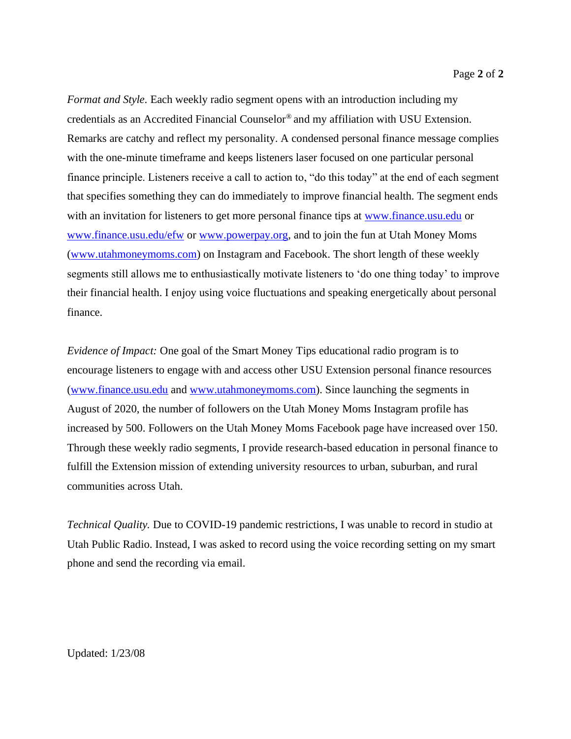*Format and Style.* Each weekly radio segment opens with an introduction including my credentials as an Accredited Financial Counselor® and my affiliation with USU Extension. Remarks are catchy and reflect my personality. A condensed personal finance message complies with the one-minute timeframe and keeps listeners laser focused on one particular personal finance principle. Listeners receive a call to action to, "do this today" at the end of each segment that specifies something they can do immediately to improve financial health. The segment ends with an invitation for listeners to get more personal finance tips at www.finance.usu.edu or www.finance.usu.edu/efw or www.powerpay.org, and to join the fun at Utah Money Moms (www.utahmoneymoms.com) on Instagram and Facebook. The short length of these weekly segments still allows me to enthusiastically motivate listeners to 'do one thing today' to improve their financial health. I enjoy using voice fluctuations and speaking energetically about personal finance.

*Evidence of Impact:* One goal of the Smart Money Tips educational radio program is to encourage listeners to engage with and access other USU Extension personal finance resources (www.finance.usu.edu and www.utahmoneymoms.com). Since launching the segments in August of 2020, the number of followers on the Utah Money Moms Instagram profile has increased by 500. Followers on the Utah Money Moms Facebook page have increased over 150. Through these weekly radio segments, I provide research-based education in personal finance to fulfill the Extension mission of extending university resources to urban, suburban, and rural communities across Utah.

*Technical Quality.* Due to COVID-19 pandemic restrictions, I was unable to record in studio at Utah Public Radio. Instead, I was asked to record using the voice recording setting on my smart phone and send the recording via email.

Updated: 1/23/08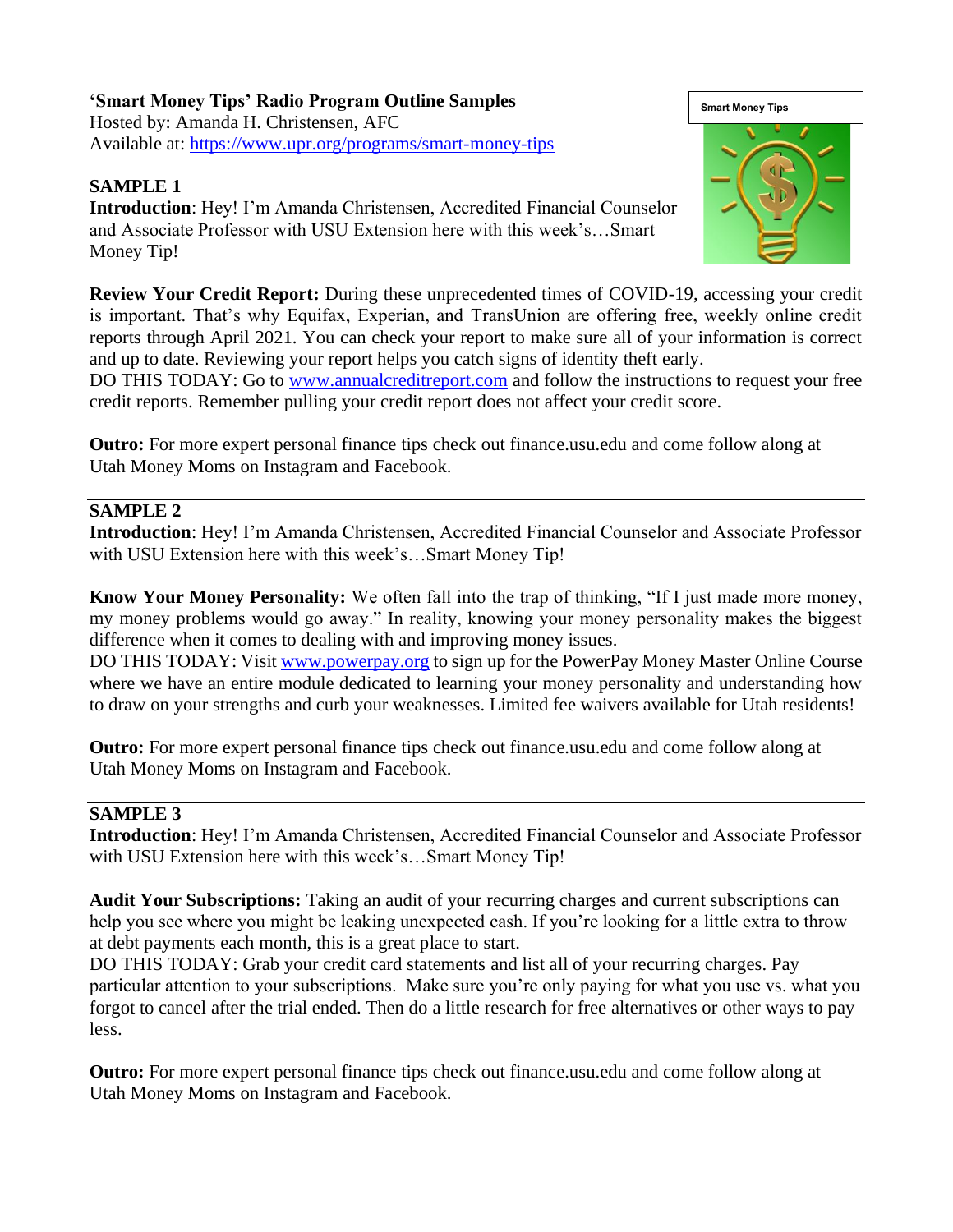**'Smart Money Tips' Radio Program Outline Samples**
Hosted by: Amanda H. Christensen, AFC
Available at: https://www.upr.org/programs/smart-money-tips

Smart Money Tips

## SAMPLE 1

**Introduction**: Hey! I'm Amanda Christensen, Accredited Financial Counselor and Associate Professor with USU Extension here with this week's…Smart Money Tip!

**Review Your Credit Report:** During these unprecedented times of COVID-19, accessing your credit is important. That's why Equifax, Experian, and TransUnion are offering free, weekly online credit reports through April 2021. You can check your report to make sure all of your information is correct and up to date. Reviewing your report helps you catch signs of identity theft early.
DO THIS TODAY: Go to www.annualcreditreport.com and follow the instructions to request your free credit reports. Remember pulling your credit report does not affect your credit score.

**Outro:** For more expert personal finance tips check out finance.usu.edu and come follow along at Utah Money Moms on Instagram and Facebook.

---

## SAMPLE 2

**Introduction**: Hey! I'm Amanda Christensen, Accredited Financial Counselor and Associate Professor with USU Extension here with this week's…Smart Money Tip!

**Know Your Money Personality:** We often fall into the trap of thinking, "If I just made more money, my money problems would go away." In reality, knowing your money personality makes the biggest difference when it comes to dealing with and improving money issues.
DO THIS TODAY: Visit www.powerpay.org to sign up for the PowerPay Money Master Online Course where we have an entire module dedicated to learning your money personality and understanding how to draw on your strengths and curb your weaknesses. Limited fee waivers available for Utah residents!

**Outro:** For more expert personal finance tips check out finance.usu.edu and come follow along at Utah Money Moms on Instagram and Facebook.

---

## SAMPLE 3

**Introduction**: Hey! I'm Amanda Christensen, Accredited Financial Counselor and Associate Professor with USU Extension here with this week's…Smart Money Tip!

**Audit Your Subscriptions:** Taking an audit of your recurring charges and current subscriptions can help you see where you might be leaking unexpected cash. If you're looking for a little extra to throw at debt payments each month, this is a great place to start.
DO THIS TODAY: Grab your credit card statements and list all of your recurring charges. Pay particular attention to your subscriptions. Make sure you're only paying for what you use vs. what you forgot to cancel after the trial ended. Then do a little research for free alternatives or other ways to pay less.

**Outro:** For more expert personal finance tips check out finance.usu.edu and come follow along at Utah Money Moms on Instagram and Facebook.